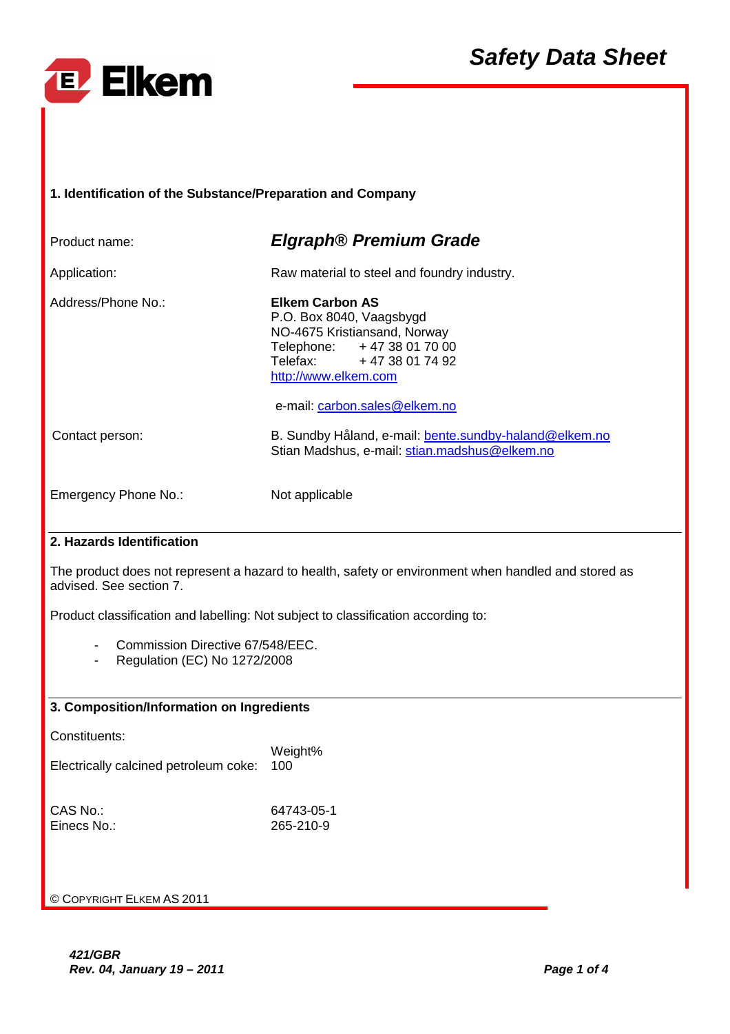# Safety Data Sheet

## 1. Identification of the Substance/Preparation and Company

| | |
|---|---|
| Product name: | ***Elgraph® Premium Grade*** |
| Application: | Raw material to steel and foundry industry. |
| Address/Phone No.: | **Elkem Carbon AS**<br>P.O. Box 8040, Vaagsbygd<br>NO-4675 Kristiansand, Norway<br>Telephone: + 47 38 01 70 00<br>Telefax: + 47 38 01 74 92<br>http://www.elkem.com<br><br>e-mail: carbon.sales@elkem.no |
| Contact person: | B. Sundby Håland, e-mail: bente.sundby-haland@elkem.no<br>Stian Madshus, e-mail: stian.madshus@elkem.no |
| Emergency Phone No.: | Not applicable |

## 2. Hazards Identification

The product does not represent a hazard to health, safety or environment when handled and stored as advised. See section 7.

Product classification and labelling: Not subject to classification according to:

- Commission Directive 67/548/EEC.
- Regulation (EC) No 1272/2008

## 3. Composition/Information on Ingredients

Constituents:

| | Weight% |
|---|---|
| Electrically calcined petroleum coke: | 100 |

| | |
|---|---|
| CAS No.: | 64743-05-1 |
| Einecs No.: | 265-210-9 |

© COPYRIGHT ELKEM AS 2011

*421/GBR*
*Rev. 04, January 19 – 2011*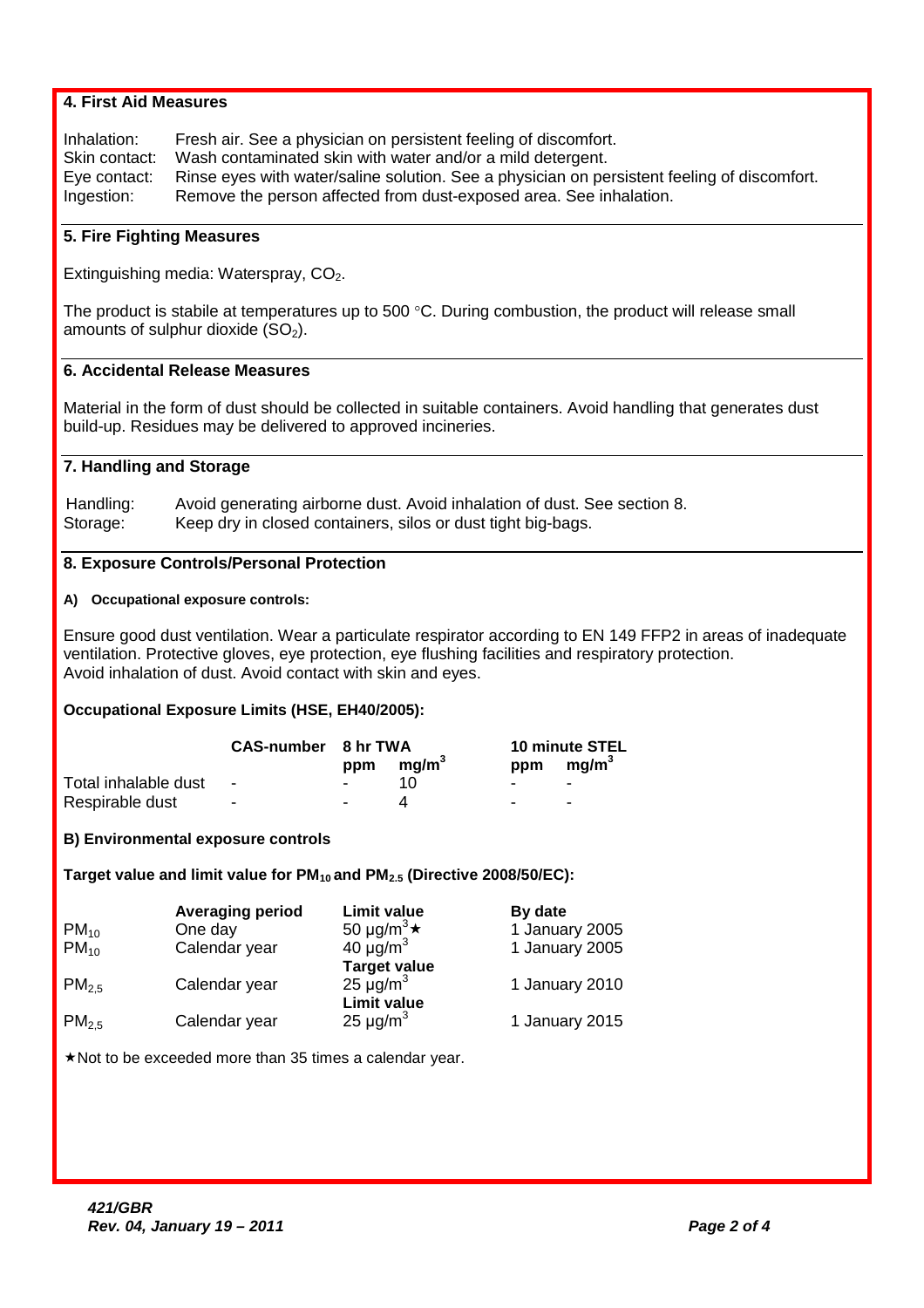## 4. First Aid Measures

Inhalation: Fresh air. See a physician on persistent feeling of discomfort.
Skin contact: Wash contaminated skin with water and/or a mild detergent.
Eye contact: Rinse eyes with water/saline solution. See a physician on persistent feeling of discomfort.
Ingestion: Remove the person affected from dust-exposed area. See inhalation.

## 5. Fire Fighting Measures

Extinguishing media: Waterspray, $CO_2$.

The product is stabile at temperatures up to 500 °C. During combustion, the product will release small amounts of sulphur dioxide ($SO_2$).

## 6. Accidental Release Measures

Material in the form of dust should be collected in suitable containers. Avoid handling that generates dust build-up. Residues may be delivered to approved incineries.

## 7. Handling and Storage

Handling: Avoid generating airborne dust. Avoid inhalation of dust. See section 8.
Storage: Keep dry in closed containers, silos or dust tight big-bags.

## 8. Exposure Controls/Personal Protection

### A) Occupational exposure controls:

Ensure good dust ventilation. Wear a particulate respirator according to EN 149 FFP2 in areas of inadequate ventilation. Protective gloves, eye protection, eye flushing facilities and respiratory protection.
Avoid inhalation of dust. Avoid contact with skin and eyes.

**Occupational Exposure Limits (HSE, EH40/2005):**

| | CAS-number | 8 hr TWA | | 10 minute STEL | |
|---|---|---|---|---|---|
| | | ppm | $mg/m^3$ | ppm | $mg/m^3$ |
| Total inhalable dust | - | - | 10 | - | - |
| Respirable dust | - | - | 4 | - | - |

**B) Environmental exposure controls**

**Target value and limit value for $PM_{10}$ and $PM_{2.5}$ (Directive 2008/50/EC):**

| | Averaging period | Limit value | By date |
|---|---|---|---|
| $PM_{10}$ | One day | 50 $\mu g/m^3$★ | 1 January 2005 |
| $PM_{10}$ | Calendar year | 40 $\mu g/m^3$ | 1 January 2005 |
| | | **Target value** | |
| $PM_{2,5}$ | Calendar year | 25 $\mu g/m^3$ | 1 January 2010 |
| | | **Limit value** | |
| $PM_{2,5}$ | Calendar year | 25 $\mu g/m^3$ | 1 January 2015 |

★Not to be exceeded more than 35 times a calendar year.

*421/GBR*
*Rev. 04, January 19 – 2011*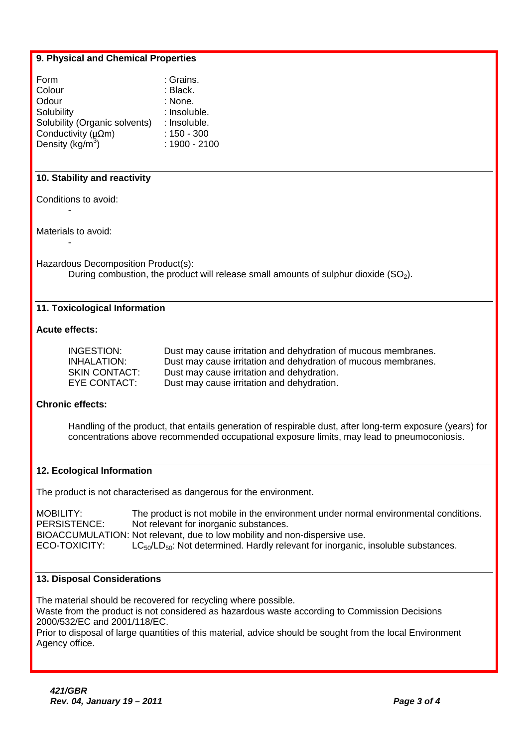## 9. Physical and Chemical Properties

| | |
|---|---|
| Form | : Grains. |
| Colour | : Black. |
| Odour | : None. |
| Solubility | : Insoluble. |
| Solubility (Organic solvents) | : Insoluble. |
| Conductivity (μΩm) | : 150 - 300 |
| Density (kg/m$^3$) | : 1900 - 2100 |

## 10. Stability and reactivity

Conditions to avoid:

-

Materials to avoid:

-

Hazardous Decomposition Product(s):

During combustion, the product will release small amounts of sulphur dioxide ($SO_2$).

## 11. Toxicological Information

**Acute effects:**

| | |
|---|---|
| INGESTION: | Dust may cause irritation and dehydration of mucous membranes. |
| INHALATION: | Dust may cause irritation and dehydration of mucous membranes. |
| SKIN CONTACT: | Dust may cause irritation and dehydration. |
| EYE CONTACT: | Dust may cause irritation and dehydration. |

**Chronic effects:**

Handling of the product, that entails generation of respirable dust, after long-term exposure (years) for concentrations above recommended occupational exposure limits, may lead to pneumoconiosis.

## 12. Ecological Information

The product is not characterised as dangerous for the environment.

| | |
|---|---|
| MOBILITY: | The product is not mobile in the environment under normal environmental conditions. |
| PERSISTENCE: | Not relevant for inorganic substances. |
| BIOACCUMULATION: | Not relevant, due to low mobility and non-dispersive use. |
| ECO-TOXICITY: | $LC_{50}/LD_{50}$: Not determined. Hardly relevant for inorganic, insoluble substances. |

## 13. Disposal Considerations

The material should be recovered for recycling where possible.
Waste from the product is not considered as hazardous waste according to Commission Decisions 2000/532/EC and 2001/118/EC.
Prior to disposal of large quantities of this material, advice should be sought from the local Environment Agency office.

***421/GBR***
***Rev. 04, January 19 – 2011***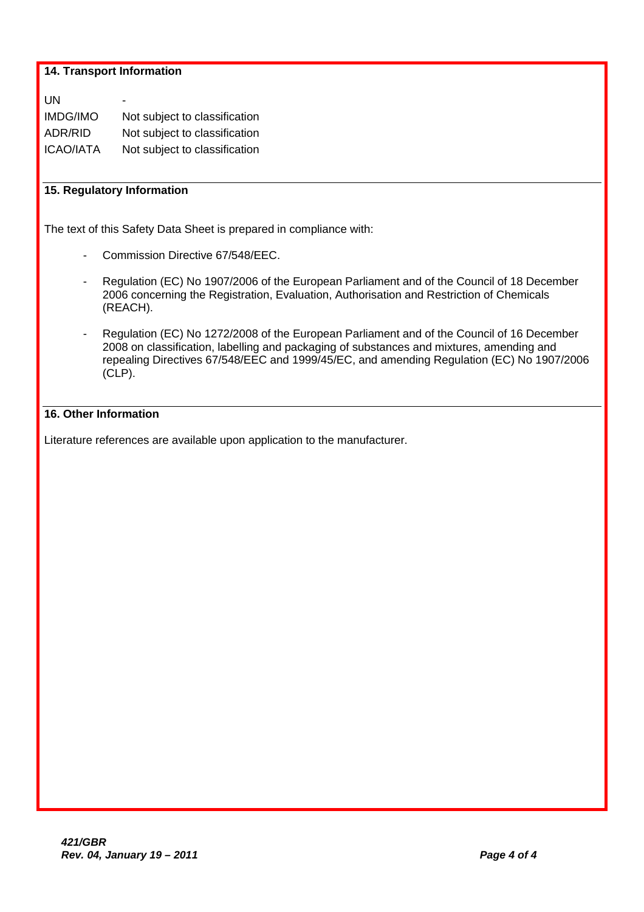## 14. Transport Information

| | |
|---|---|
| UN | - |
| IMDG/IMO | Not subject to classification |
| ADR/RID | Not subject to classification |
| ICAO/IATA | Not subject to classification |

## 15. Regulatory Information

The text of this Safety Data Sheet is prepared in compliance with:

- Commission Directive 67/548/EEC.
- Regulation (EC) No 1907/2006 of the European Parliament and of the Council of 18 December 2006 concerning the Registration, Evaluation, Authorisation and Restriction of Chemicals (REACH).
- Regulation (EC) No 1272/2008 of the European Parliament and of the Council of 16 December 2008 on classification, labelling and packaging of substances and mixtures, amending and repealing Directives 67/548/EEC and 1999/45/EC, and amending Regulation (EC) No 1907/2006 (CLP).

## 16. Other Information

Literature references are available upon application to the manufacturer.

***421/GBR***
***Rev. 04, January 19 – 2011***